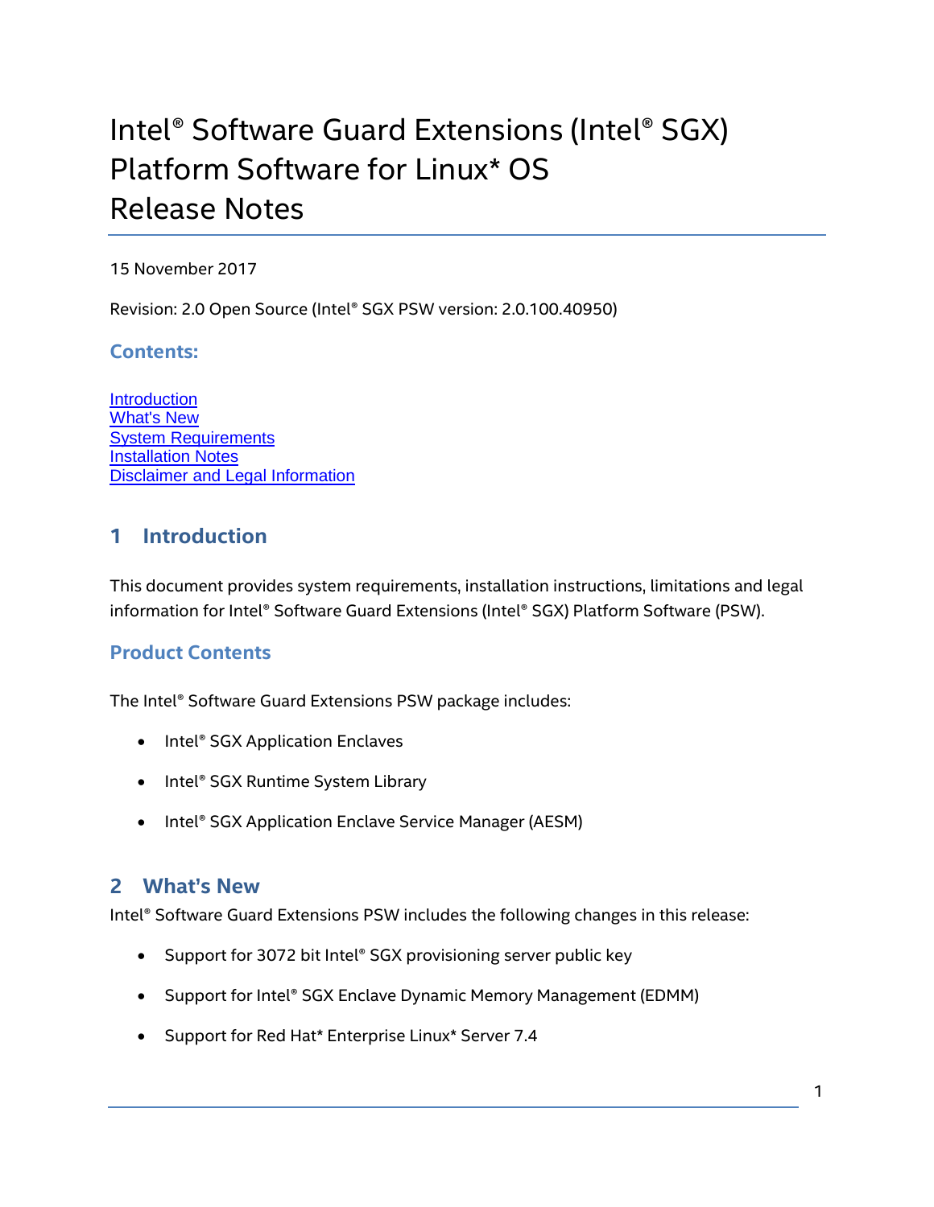# Intel® Software Guard Extensions (Intel® SGX) Platform Software for Linux* OS Release Notes

15 November 2017

Revision: 2.0 Open Source (Intel® SGX PSW version: 2.0.100.40950)

### Contents:

[Introduction](#)
[What's New](#)
[System Requirements](#)
[Installation Notes](#)
[Disclaimer and Legal Information](#)

## 1 Introduction

This document provides system requirements, installation instructions, limitations and legal information for Intel® Software Guard Extensions (Intel® SGX) Platform Software (PSW).

### Product Contents

The Intel® Software Guard Extensions PSW package includes:

- Intel® SGX Application Enclaves
- Intel® SGX Runtime System Library
- Intel® SGX Application Enclave Service Manager (AESM)

## 2 What's New

Intel® Software Guard Extensions PSW includes the following changes in this release:

- Support for 3072 bit Intel® SGX provisioning server public key
- Support for Intel® SGX Enclave Dynamic Memory Management (EDMM)
- Support for Red Hat* Enterprise Linux* Server 7.4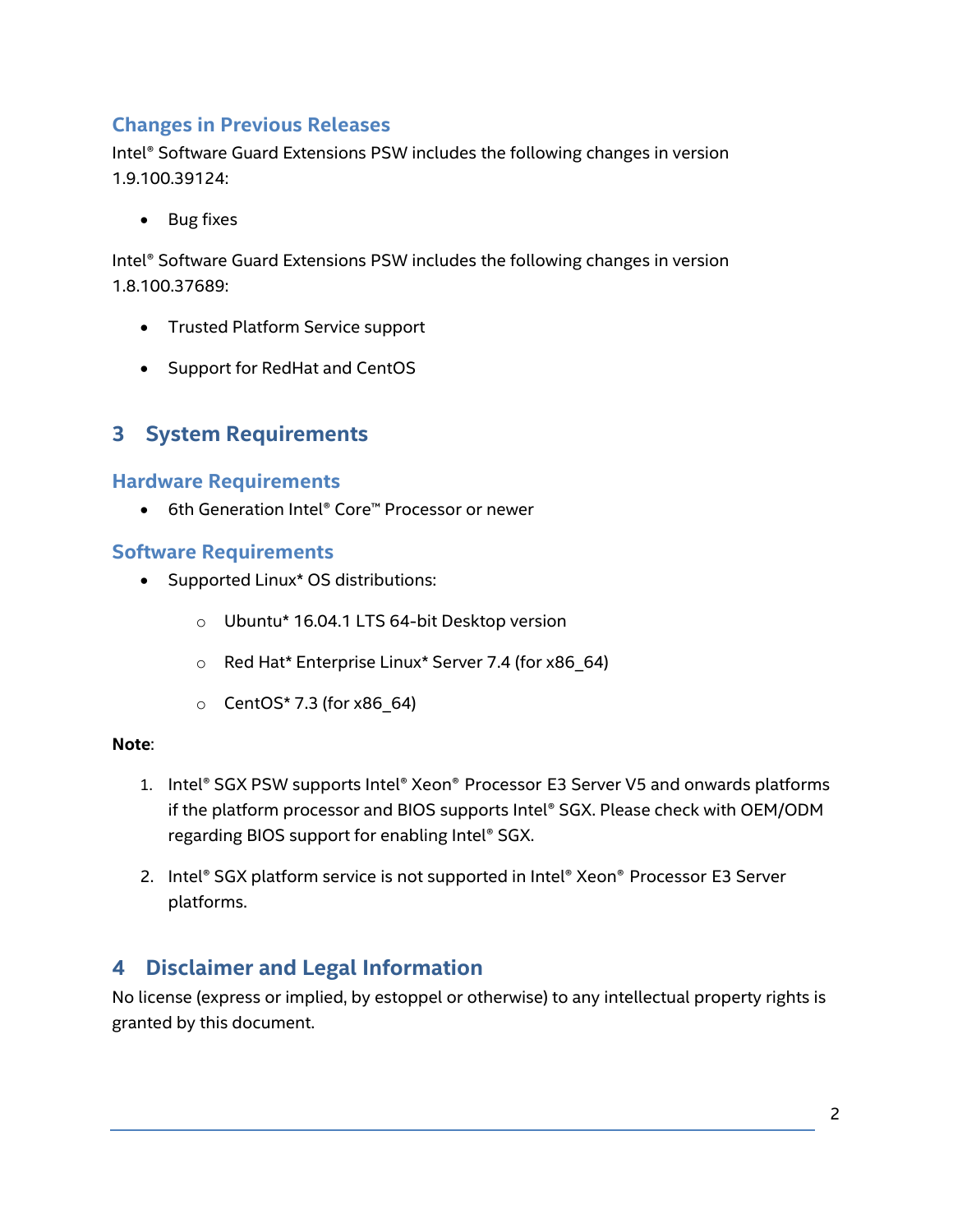### Changes in Previous Releases

Intel® Software Guard Extensions PSW includes the following changes in version 1.9.100.39124:

- Bug fixes

Intel® Software Guard Extensions PSW includes the following changes in version 1.8.100.37689:

- Trusted Platform Service support
- Support for RedHat and CentOS

## 3 System Requirements

### Hardware Requirements

- 6th Generation Intel® Core™ Processor or newer

### Software Requirements

- Supported Linux* OS distributions:
    - Ubuntu* 16.04.1 LTS 64-bit Desktop version
    - Red Hat* Enterprise Linux* Server 7.4 (for x86_64)
    - CentOS* 7.3 (for x86_64)

**Note**:

1. Intel® SGX PSW supports Intel® Xeon® Processor E3 Server V5 and onwards platforms if the platform processor and BIOS supports Intel® SGX. Please check with OEM/ODM regarding BIOS support for enabling Intel® SGX.
2. Intel® SGX platform service is not supported in Intel® Xeon® Processor E3 Server platforms.

## 4 Disclaimer and Legal Information

No license (express or implied, by estoppel or otherwise) to any intellectual property rights is granted by this document.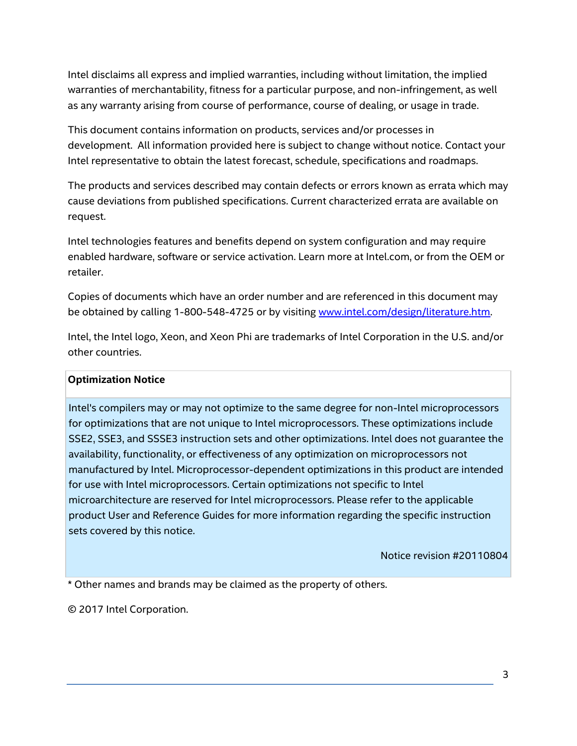Intel disclaims all express and implied warranties, including without limitation, the implied warranties of merchantability, fitness for a particular purpose, and non-infringement, as well as any warranty arising from course of performance, course of dealing, or usage in trade.

This document contains information on products, services and/or processes in development.  All information provided here is subject to change without notice. Contact your Intel representative to obtain the latest forecast, schedule, specifications and roadmaps.

The products and services described may contain defects or errors known as errata which may cause deviations from published specifications. Current characterized errata are available on request.

Intel technologies features and benefits depend on system configuration and may require enabled hardware, software or service activation. Learn more at Intel.com, or from the OEM or retailer.

Copies of documents which have an order number and are referenced in this document may be obtained by calling 1-800-548-4725 or by visiting [www.intel.com/design/literature.htm](www.intel.com/design/literature.htm).

Intel, the Intel logo, Xeon, and Xeon Phi are trademarks of Intel Corporation in the U.S. and/or other countries.

| **Optimization Notice** |
| --- |
| Intel's compilers may or may not optimize to the same degree for non-Intel microprocessors for optimizations that are not unique to Intel microprocessors. These optimizations include SSE2, SSE3, and SSSE3 instruction sets and other optimizations. Intel does not guarantee the availability, functionality, or effectiveness of any optimization on microprocessors not manufactured by Intel. Microprocessor-dependent optimizations in this product are intended for use with Intel microprocessors. Certain optimizations not specific to Intel microarchitecture are reserved for Intel microprocessors. Please refer to the applicable product User and Reference Guides for more information regarding the specific instruction sets covered by this notice. Notice revision #20110804 |

* Other names and brands may be claimed as the property of others.

© 2017 Intel Corporation.